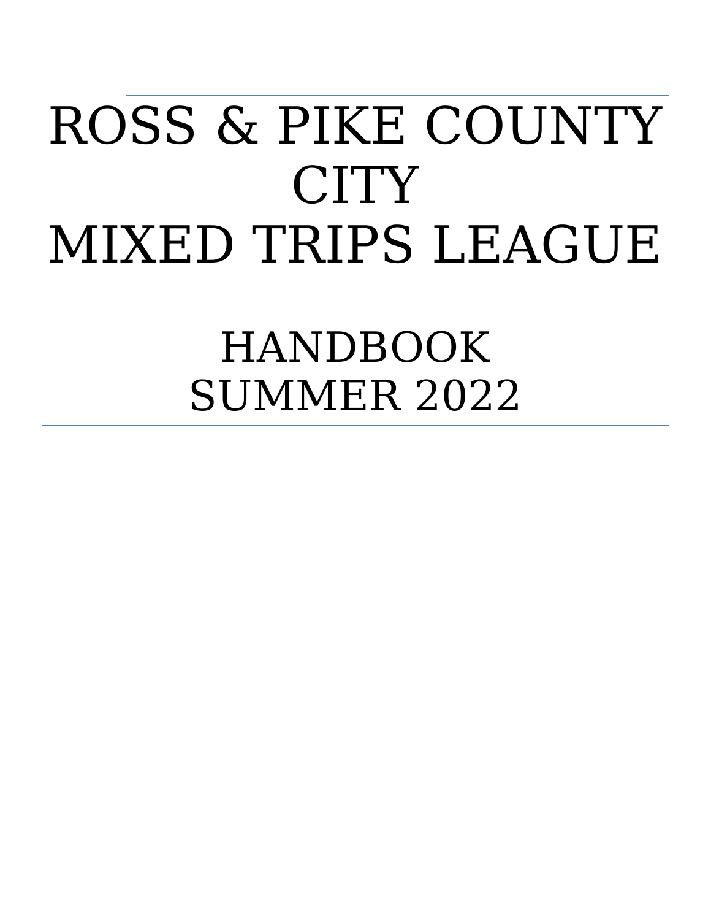# ROSS & PIKE COUNTY CITY MIXED TRIPS LEAGUE

## HANDBOOK SUMMER 2022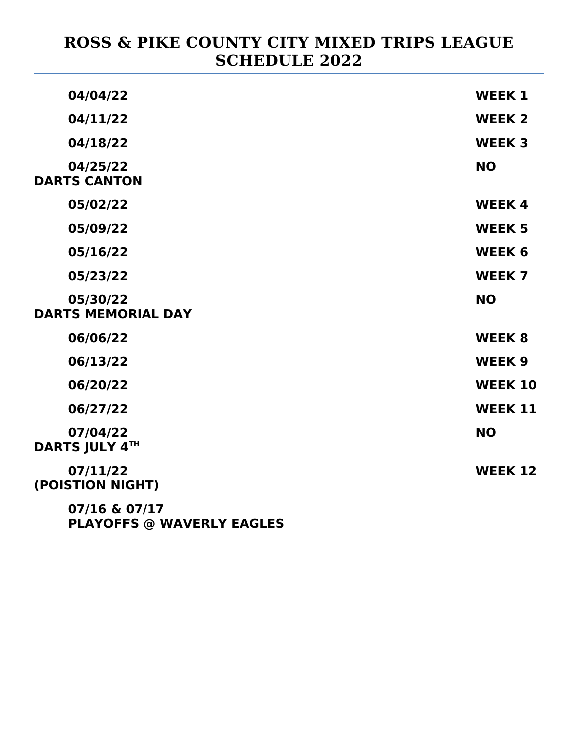# ROSS & PIKE COUNTY CITY MIXED TRIPS LEAGUE SCHEDULE 2022

| Date | Week |
|---|---|
| **04/04/22** | **WEEK 1** |
| **04/11/22** | **WEEK 2** |
| **04/18/22** | **WEEK 3** |
| **04/25/22** DARTS CANTON | **NO** |
| **05/02/22** | **WEEK 4** |
| **05/09/22** | **WEEK 5** |
| **05/16/22** | **WEEK 6** |
| **05/23/22** | **WEEK 7** |
| **05/30/22** DARTS MEMORIAL DAY | **NO** |
| **06/06/22** | **WEEK 8** |
| **06/13/22** | **WEEK 9** |
| **06/20/22** | **WEEK 10** |
| **06/27/22** | **WEEK 11** |
| **07/04/22** DARTS JULY 4TH | **NO** |
| **07/11/22** (POISTION NIGHT) | **WEEK 12** |

**07/16 & 07/17**
**PLAYOFFS @ WAVERLY EAGLES**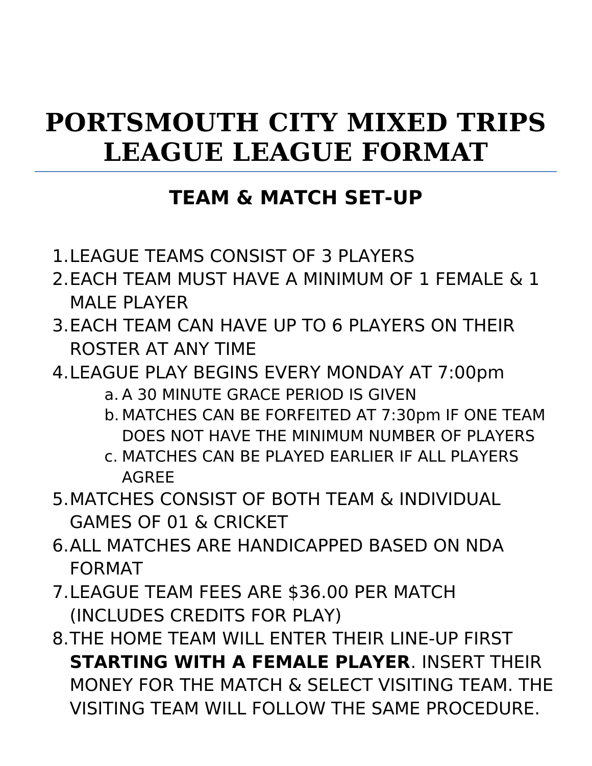# PORTSMOUTH CITY MIXED TRIPS LEAGUE LEAGUE FORMAT

## TEAM & MATCH SET-UP

1. LEAGUE TEAMS CONSIST OF 3 PLAYERS
2. EACH TEAM MUST HAVE A MINIMUM OF 1 FEMALE & 1 MALE PLAYER
3. EACH TEAM CAN HAVE UP TO 6 PLAYERS ON THEIR ROSTER AT ANY TIME
4. LEAGUE PLAY BEGINS EVERY MONDAY AT 7:00pm
   a. A 30 MINUTE GRACE PERIOD IS GIVEN
   b. MATCHES CAN BE FORFEITED AT 7:30pm IF ONE TEAM DOES NOT HAVE THE MINIMUM NUMBER OF PLAYERS
   c. MATCHES CAN BE PLAYED EARLIER IF ALL PLAYERS AGREE
5. MATCHES CONSIST OF BOTH TEAM & INDIVIDUAL GAMES OF 01 & CRICKET
6. ALL MATCHES ARE HANDICAPPED BASED ON NDA FORMAT
7. LEAGUE TEAM FEES ARE $36.00 PER MATCH (INCLUDES CREDITS FOR PLAY)
8. THE HOME TEAM WILL ENTER THEIR LINE-UP FIRST **STARTING WITH A FEMALE PLAYER**. INSERT THEIR MONEY FOR THE MATCH & SELECT VISITING TEAM. THE VISITING TEAM WILL FOLLOW THE SAME PROCEDURE.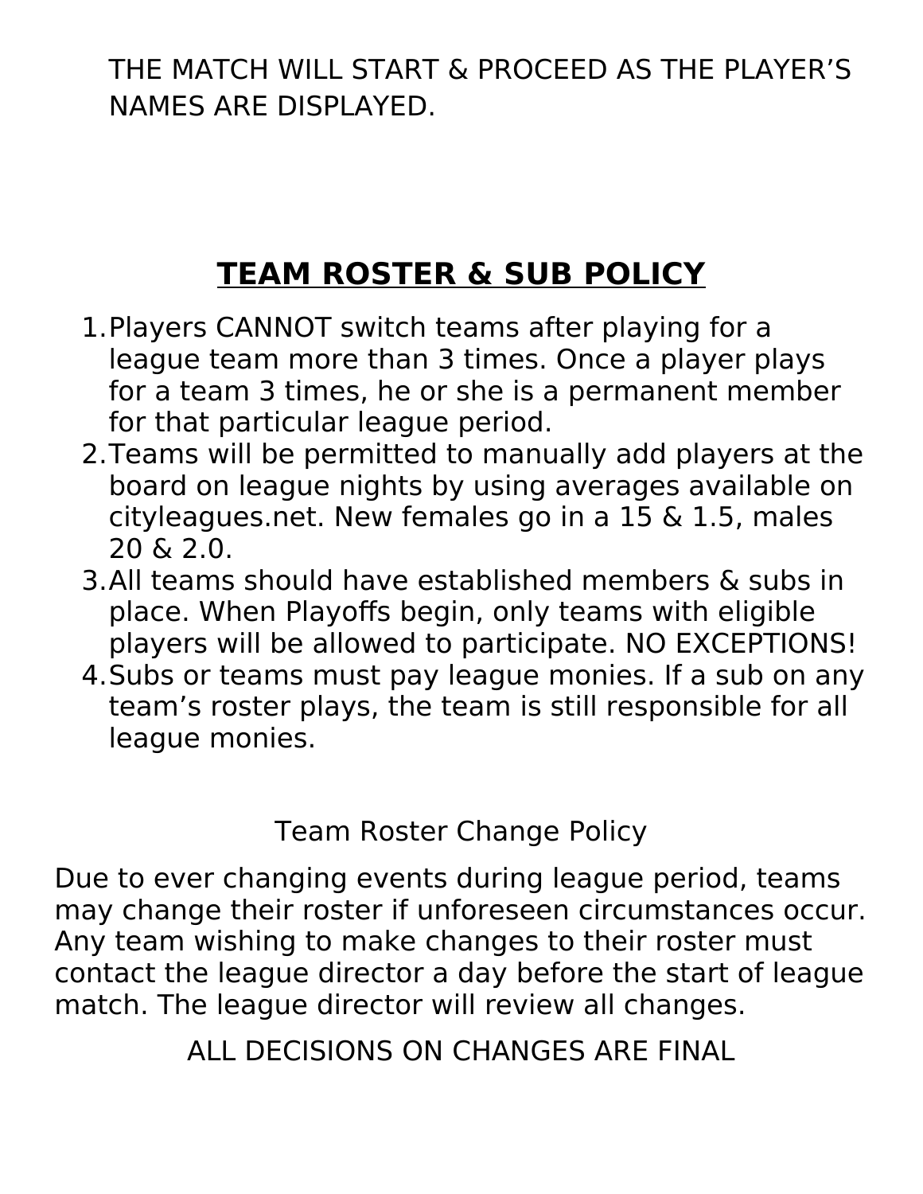THE MATCH WILL START & PROCEED AS THE PLAYER'S NAMES ARE DISPLAYED.

## **TEAM ROSTER & SUB POLICY**

1. Players CANNOT switch teams after playing for a league team more than 3 times. Once a player plays for a team 3 times, he or she is a permanent member for that particular league period.
2. Teams will be permitted to manually add players at the board on league nights by using averages available on cityleagues.net. New females go in a 15 & 1.5, males 20 & 2.0.
3. All teams should have established members & subs in place. When Playoffs begin, only teams with eligible players will be allowed to participate. NO EXCEPTIONS!
4. Subs or teams must pay league monies. If a sub on any team's roster plays, the team is still responsible for all league monies.

### Team Roster Change Policy

Due to ever changing events during league period, teams may change their roster if unforeseen circumstances occur. Any team wishing to make changes to their roster must contact the league director a day before the start of league match. The league director will review all changes.

ALL DECISIONS ON CHANGES ARE FINAL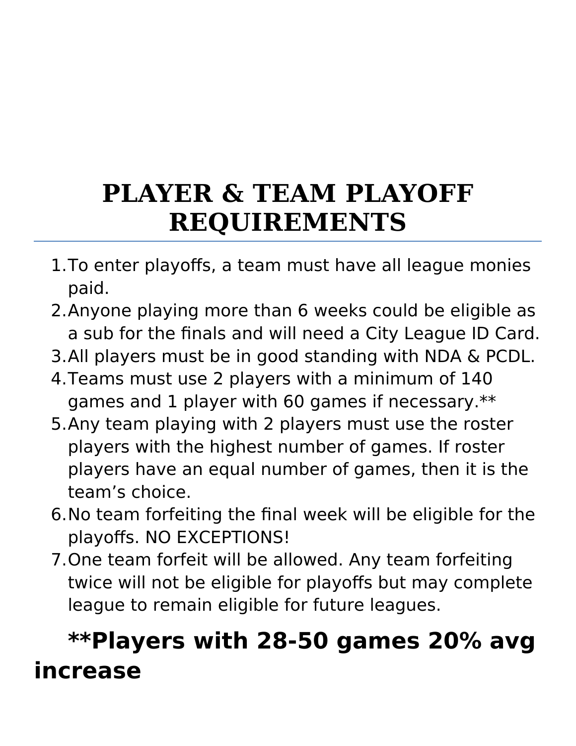# PLAYER & TEAM PLAYOFF REQUIREMENTS

1. To enter playoffs, a team must have all league monies paid.
2. Anyone playing more than 6 weeks could be eligible as a sub for the finals and will need a City League ID Card.
3. All players must be in good standing with NDA & PCDL.
4. Teams must use 2 players with a minimum of 140 games and 1 player with 60 games if necessary.**
5. Any team playing with 2 players must use the roster players with the highest number of games. If roster players have an equal number of games, then it is the team's choice.
6. No team forfeiting the final week will be eligible for the playoffs. NO EXCEPTIONS!
7. One team forfeit will be allowed. Any team forfeiting twice will not be eligible for playoffs but may complete league to remain eligible for future leagues.

**\*\*Players with 28-50 games 20% avg increase**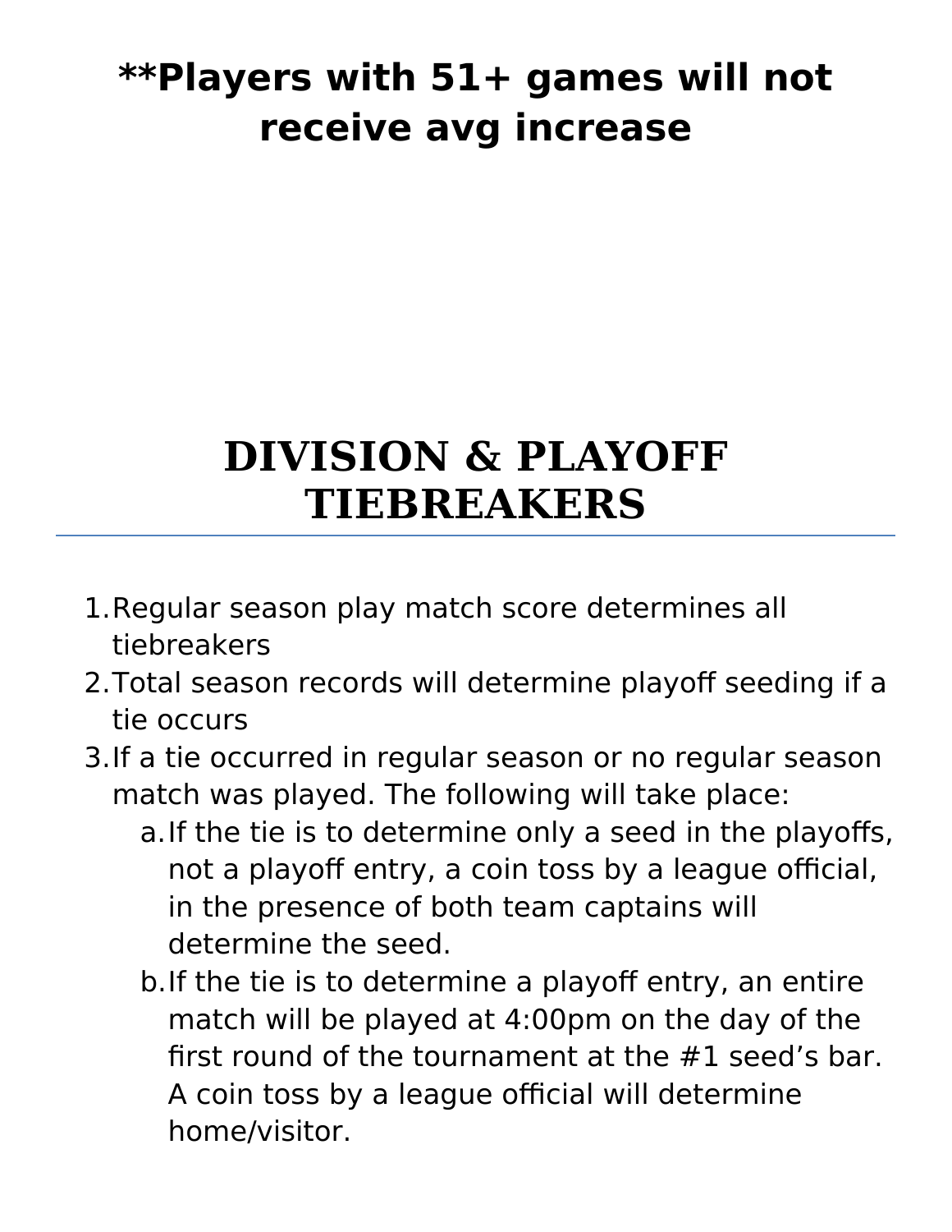**\*\*Players with 51+ games will not receive avg increase**

# DIVISION & PLAYOFF TIEBREAKERS

1. Regular season play match score determines all tiebreakers
2. Total season records will determine playoff seeding if a tie occurs
3. If a tie occurred in regular season or no regular season match was played. The following will take place:
   a. If the tie is to determine only a seed in the playoffs, not a playoff entry, a coin toss by a league official, in the presence of both team captains will determine the seed.
   b. If the tie is to determine a playoff entry, an entire match will be played at 4:00pm on the day of the first round of the tournament at the #1 seed's bar. A coin toss by a league official will determine home/visitor.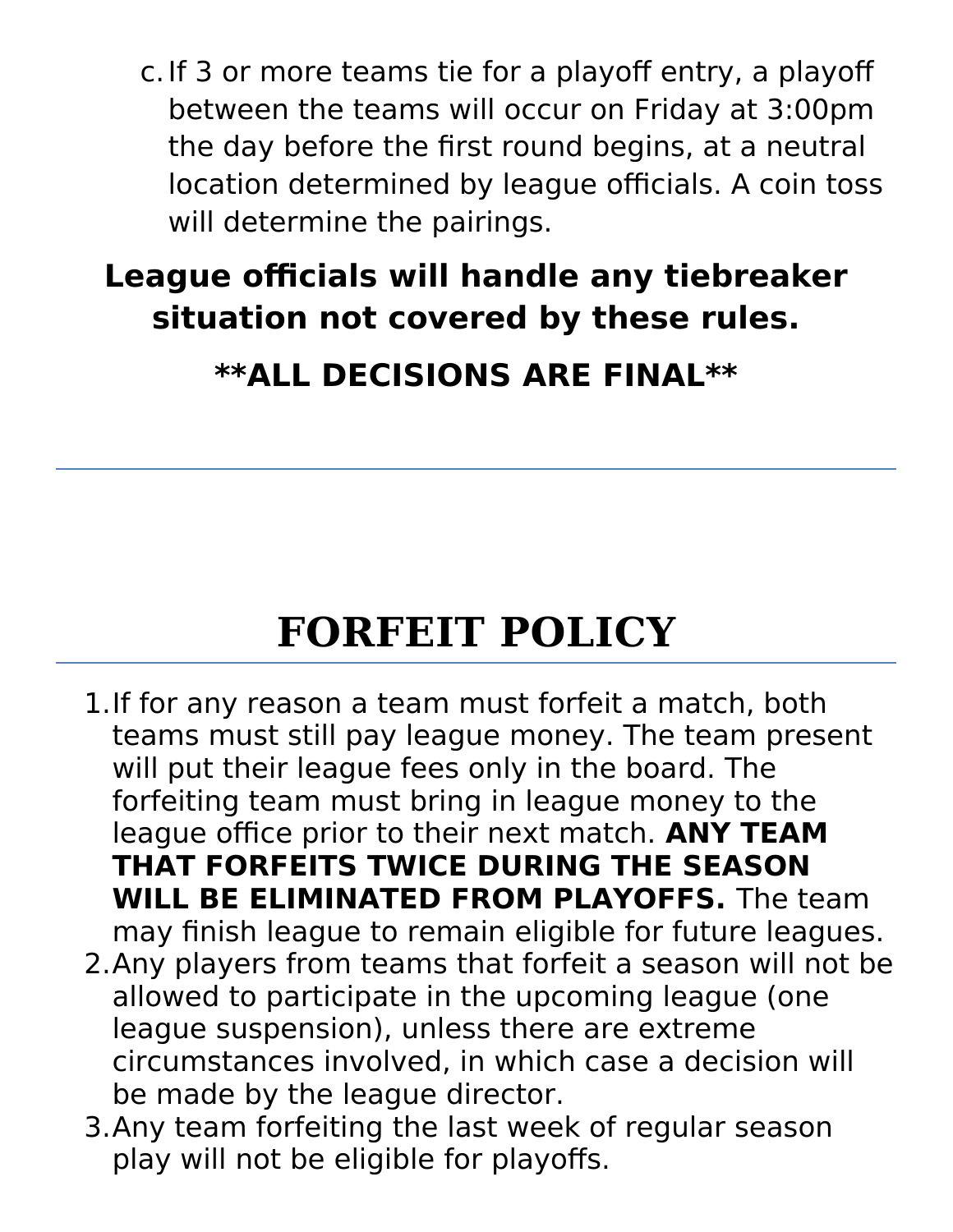c. If 3 or more teams tie for a playoff entry, a playoff between the teams will occur on Friday at 3:00pm the day before the first round begins, at a neutral location determined by league officials. A coin toss will determine the pairings.

**League officials will handle any tiebreaker situation not covered by these rules.**

**\*\*ALL DECISIONS ARE FINAL\*\***

---

# FORFEIT POLICY

---

1. If for any reason a team must forfeit a match, both teams must still pay league money. The team present will put their league fees only in the board. The forfeiting team must bring in league money to the league office prior to their next match. **ANY TEAM THAT FORFEITS TWICE DURING THE SEASON WILL BE ELIMINATED FROM PLAYOFFS.** The team may finish league to remain eligible for future leagues.
2. Any players from teams that forfeit a season will not be allowed to participate in the upcoming league (one league suspension), unless there are extreme circumstances involved, in which case a decision will be made by the league director.
3. Any team forfeiting the last week of regular season play will not be eligible for playoffs.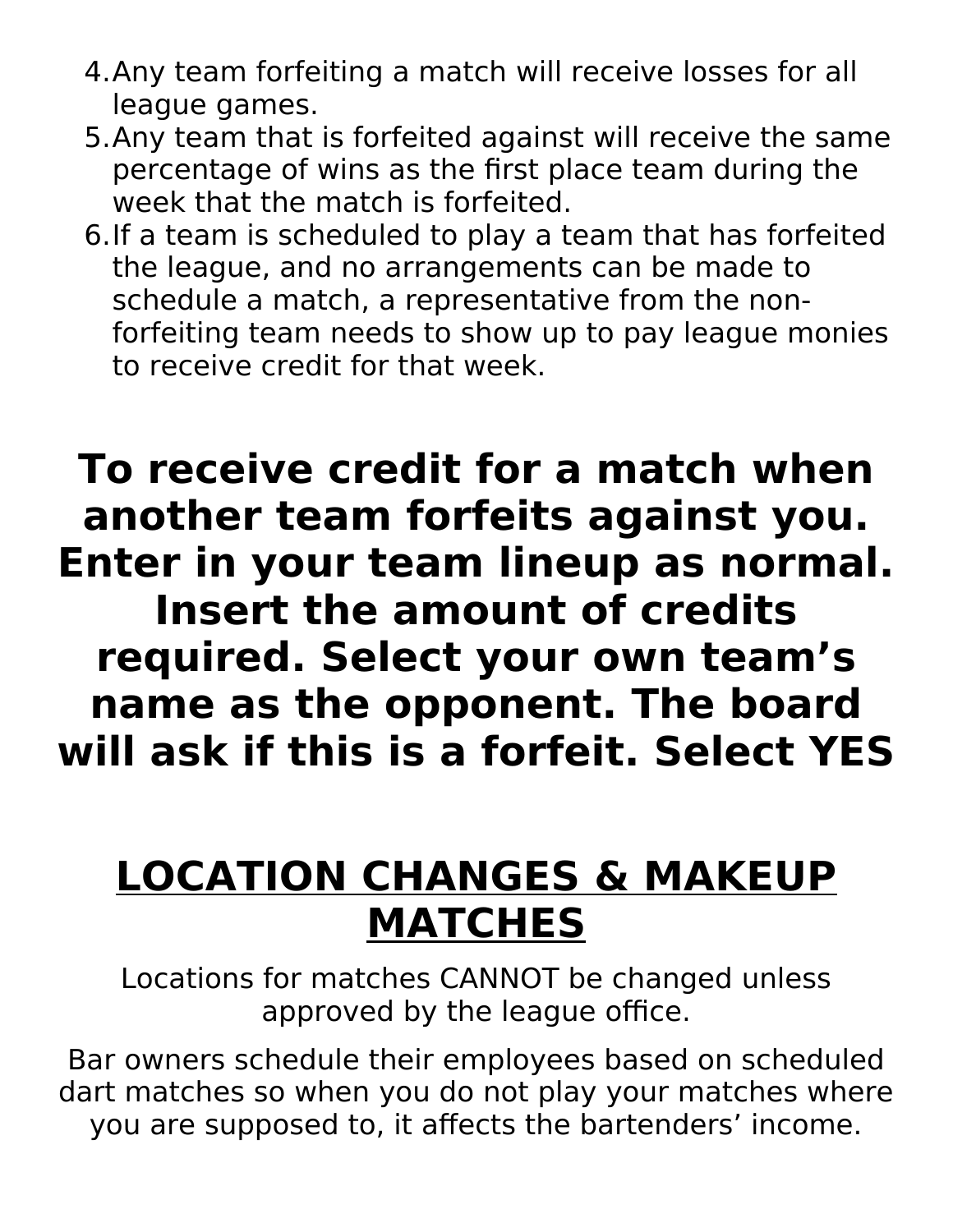4. Any team forfeiting a match will receive losses for all league games.
5. Any team that is forfeited against will receive the same percentage of wins as the first place team during the week that the match is forfeited.
6. If a team is scheduled to play a team that has forfeited the league, and no arrangements can be made to schedule a match, a representative from the non-forfeiting team needs to show up to pay league monies to receive credit for that week.

**To receive credit for a match when another team forfeits against you. Enter in your team lineup as normal. Insert the amount of credits required. Select your own team's name as the opponent. The board will ask if this is a forfeit. Select YES**

## LOCATION CHANGES & MAKEUP MATCHES

Locations for matches CANNOT be changed unless approved by the league office.

Bar owners schedule their employees based on scheduled dart matches so when you do not play your matches where you are supposed to, it affects the bartenders' income.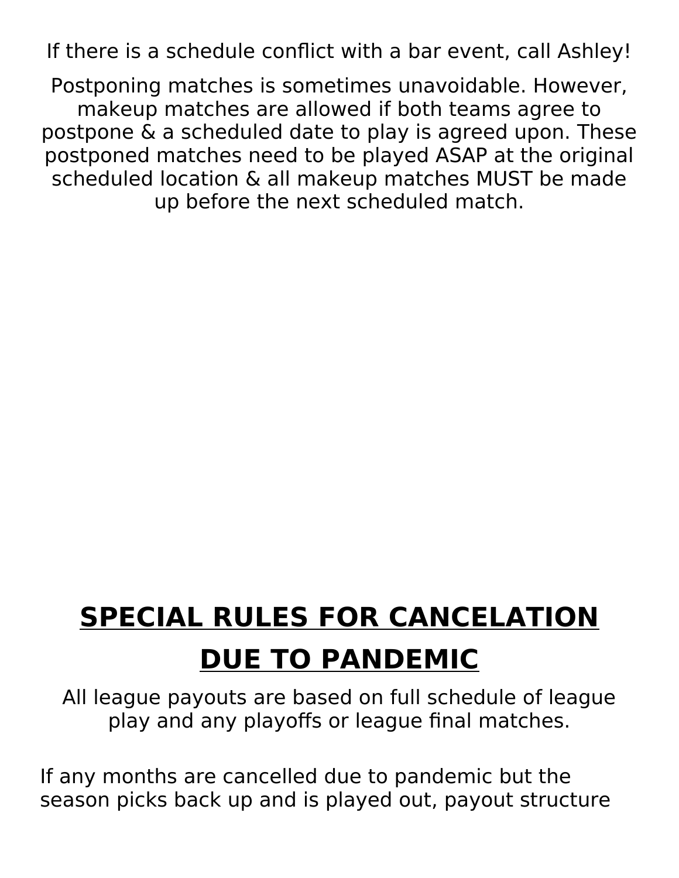If there is a schedule conflict with a bar event, call Ashley!

Postponing matches is sometimes unavoidable. However, makeup matches are allowed if both teams agree to postpone & a scheduled date to play is agreed upon. These postponed matches need to be played ASAP at the original scheduled location & all makeup matches MUST be made up before the next scheduled match.

## SPECIAL RULES FOR CANCELATION DUE TO PANDEMIC

All league payouts are based on full schedule of league play and any playoffs or league final matches.

If any months are cancelled due to pandemic but the season picks back up and is played out, payout structure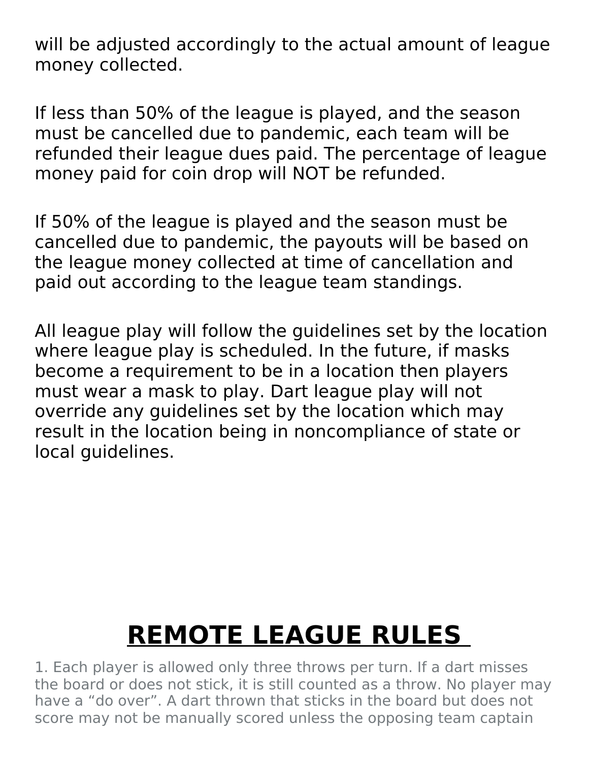will be adjusted accordingly to the actual amount of league money collected.

If less than 50% of the league is played, and the season must be cancelled due to pandemic, each team will be refunded their league dues paid. The percentage of league money paid for coin drop will NOT be refunded.

If 50% of the league is played and the season must be cancelled due to pandemic, the payouts will be based on the league money collected at time of cancellation and paid out according to the league team standings.

All league play will follow the guidelines set by the location where league play is scheduled. In the future, if masks become a requirement to be in a location then players must wear a mask to play. Dart league play will not override any guidelines set by the location which may result in the location being in noncompliance of state or local guidelines.

# REMOTE LEAGUE RULES

1. Each player is allowed only three throws per turn. If a dart misses the board or does not stick, it is still counted as a throw. No player may have a "do over". A dart thrown that sticks in the board but does not score may not be manually scored unless the opposing team captain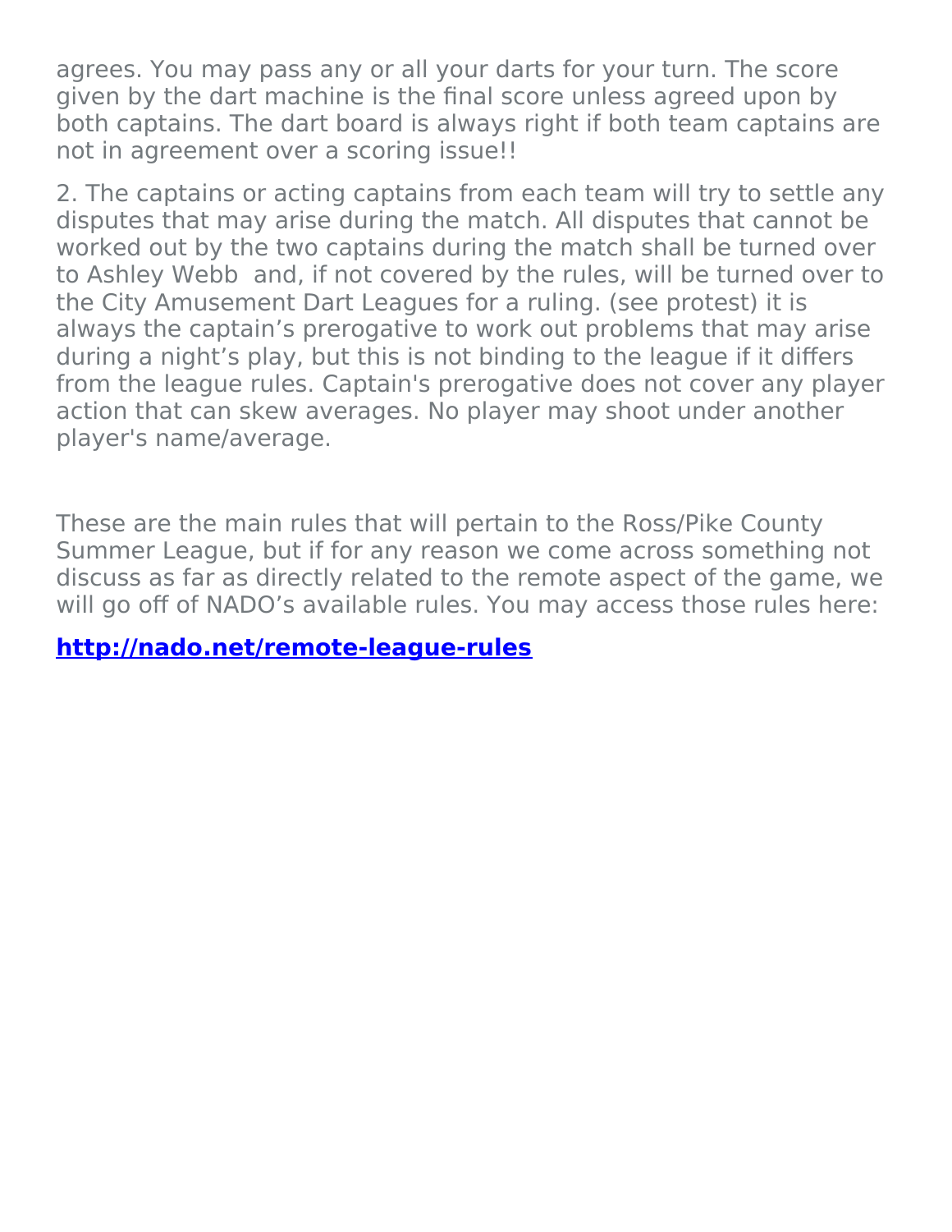agrees. You may pass any or all your darts for your turn. The score given by the dart machine is the final score unless agreed upon by both captains. The dart board is always right if both team captains are not in agreement over a scoring issue!!

2. The captains or acting captains from each team will try to settle any disputes that may arise during the match. All disputes that cannot be worked out by the two captains during the match shall be turned over to Ashley Webb and, if not covered by the rules, will be turned over to the City Amusement Dart Leagues for a ruling. (see protest) it is always the captain's prerogative to work out problems that may arise during a night's play, but this is not binding to the league if it differs from the league rules. Captain's prerogative does not cover any player action that can skew averages. No player may shoot under another player's name/average.

These are the main rules that will pertain to the Ross/Pike County Summer League, but if for any reason we come across something not discuss as far as directly related to the remote aspect of the game, we will go off of NADO's available rules. You may access those rules here:

**http://nado.net/remote-league-rules**